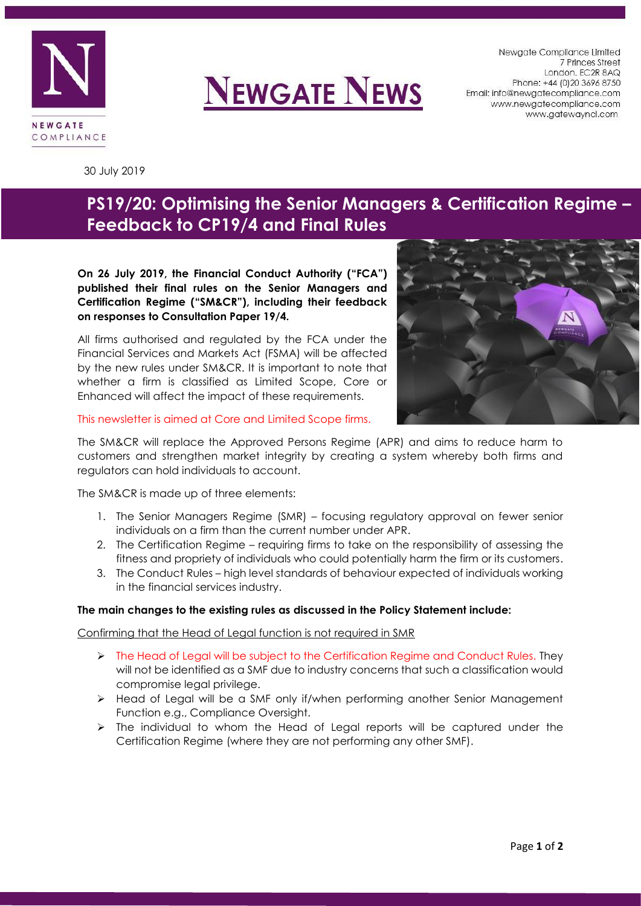NEWGATE COMPLIANCE

# NEWGATE NEWS

Newgate Compliance Limited
7 Princes Street
London. EC2R 8AQ
Phone: +44 (0)20 3696 8750
Email: info@newgatecompliance.com
www.newgatecompliance.com
www.gatewayncl.com

30 July 2019

## PS19/20: Optimising the Senior Managers & Certification Regime – Feedback to CP19/4 and Final Rules

**On 26 July 2019, the Financial Conduct Authority ("FCA") published their final rules on the Senior Managers and Certification Regime ("SM&CR"), including their feedback on responses to Consultation Paper 19/4.**

All firms authorised and regulated by the FCA under the Financial Services and Markets Act (FSMA) will be affected by the new rules under SM&CR. It is important to note that whether a firm is classified as Limited Scope, Core or Enhanced will affect the impact of these requirements.

This newsletter is aimed at Core and Limited Scope firms.

The SM&CR will replace the Approved Persons Regime (APR) and aims to reduce harm to customers and strengthen market integrity by creating a system whereby both firms and regulators can hold individuals to account.

The SM&CR is made up of three elements:

1. The Senior Managers Regime (SMR) – focusing regulatory approval on fewer senior individuals on a firm than the current number under APR.
2. The Certification Regime – requiring firms to take on the responsibility of assessing the fitness and propriety of individuals who could potentially harm the firm or its customers.
3. The Conduct Rules – high level standards of behaviour expected of individuals working in the financial services industry.

**The main changes to the existing rules as discussed in the Policy Statement include:**

Confirming that the Head of Legal function is not required in SMR

- The Head of Legal will be subject to the Certification Regime and Conduct Rules. They will not be identified as a SMF due to industry concerns that such a classification would compromise legal privilege.
- Head of Legal will be a SMF only if/when performing another Senior Management Function e.g., Compliance Oversight.
- The individual to whom the Head of Legal reports will be captured under the Certification Regime (where they are not performing any other SMF).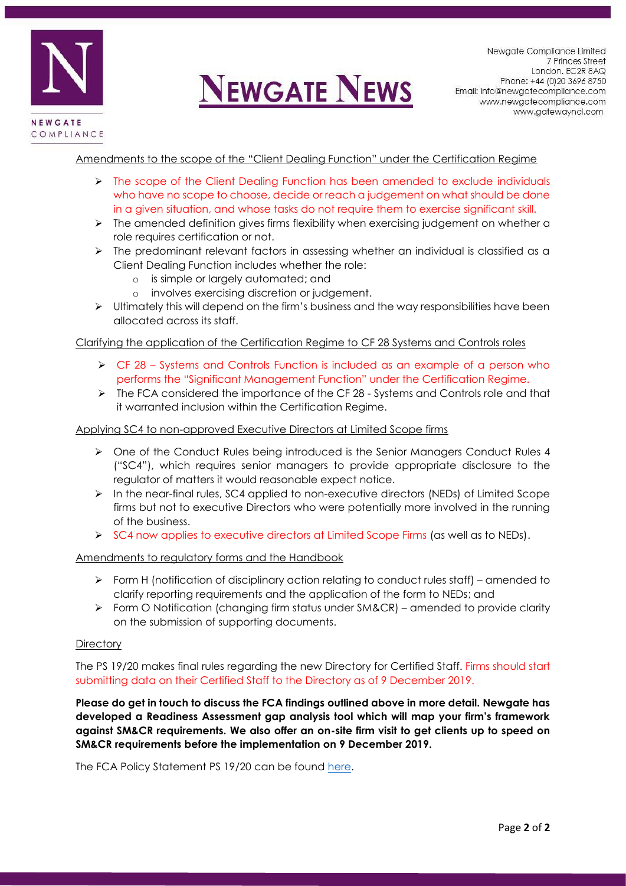## Amendments to the scope of the "Client Dealing Function" under the Certification Regime

- The scope of the Client Dealing Function has been amended to exclude individuals who have no scope to choose, decide or reach a judgement on what should be done in a given situation, and whose tasks do not require them to exercise significant skill.
- The amended definition gives firms flexibility when exercising judgement on whether a role requires certification or not.
- The predominant relevant factors in assessing whether an individual is classified as a Client Dealing Function includes whether the role:
    - is simple or largely automated; and
    - involves exercising discretion or judgement.
- Ultimately this will depend on the firm's business and the way responsibilities have been allocated across its staff.

## Clarifying the application of the Certification Regime to CF 28 Systems and Controls roles

- CF 28 – Systems and Controls Function is included as an example of a person who performs the "Significant Management Function" under the Certification Regime.
- The FCA considered the importance of the CF 28 - Systems and Controls role and that it warranted inclusion within the Certification Regime.

## Applying SC4 to non-approved Executive Directors at Limited Scope firms

- One of the Conduct Rules being introduced is the Senior Managers Conduct Rules 4 ("SC4"), which requires senior managers to provide appropriate disclosure to the regulator of matters it would reasonable expect notice.
- In the near-final rules, SC4 applied to non-executive directors (NEDs) of Limited Scope firms but not to executive Directors who were potentially more involved in the running of the business.
- SC4 now applies to executive directors at Limited Scope Firms (as well as to NEDs).

## Amendments to regulatory forms and the Handbook

- Form H (notification of disciplinary action relating to conduct rules staff) – amended to clarify reporting requirements and the application of the form to NEDs; and
- Form O Notification (changing firm status under SM&CR) – amended to provide clarity on the submission of supporting documents.

## Directory

The PS 19/20 makes final rules regarding the new Directory for Certified Staff. Firms should start submitting data on their Certified Staff to the Directory as of 9 December 2019.

**Please do get in touch to discuss the FCA findings outlined above in more detail. Newgate has developed a Readiness Assessment gap analysis tool which will map your firm's framework against SM&CR requirements. We also offer an on-site firm visit to get clients up to speed on SM&CR requirements before the implementation on 9 December 2019.**

The FCA Policy Statement PS 19/20 can be found here.